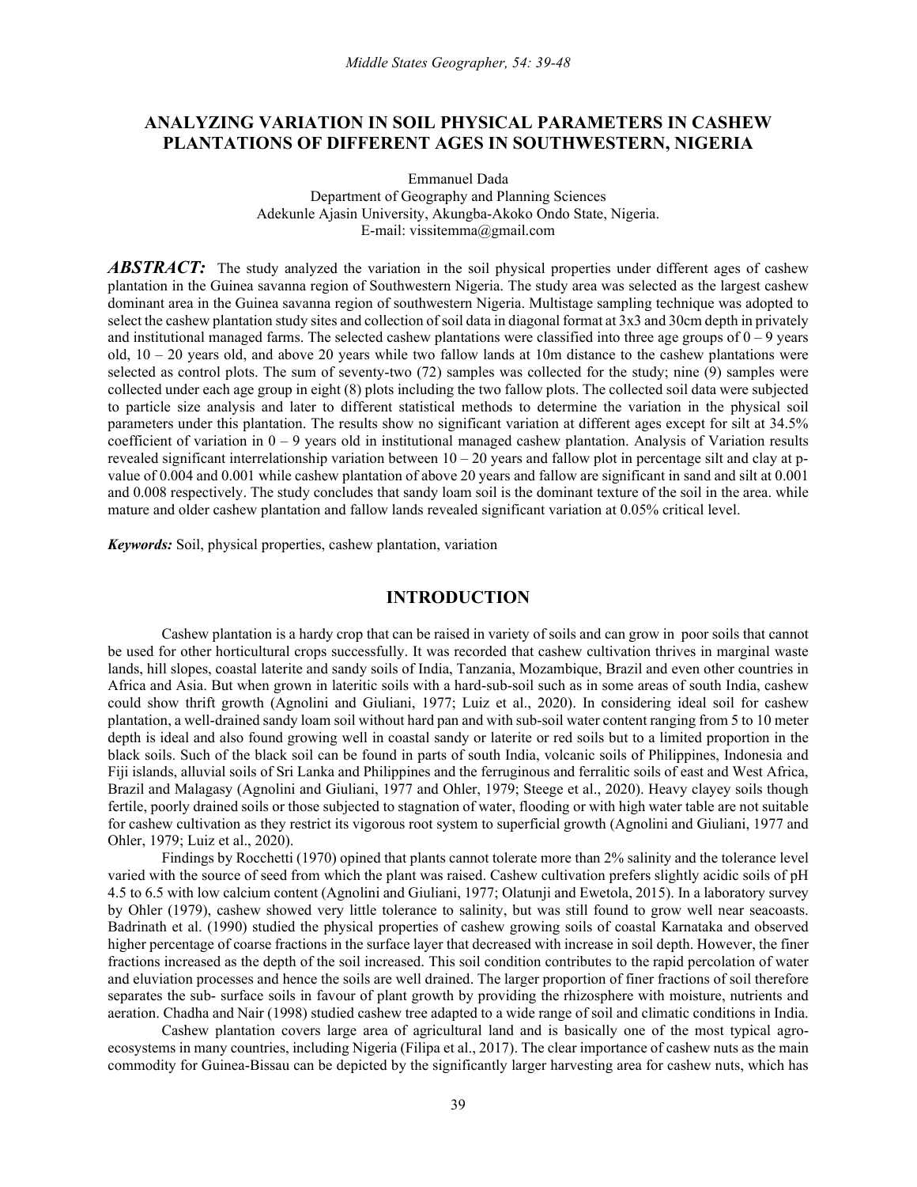# ANALYZING VARIATION IN SOIL PHYSICAL PARAMETERS IN CASHEW PLANTATIONS OF DIFFERENT AGES IN SOUTHWESTERN, NIGERIA

Emmanuel Dada
Department of Geography and Planning Sciences
Adekunle Ajasin University, Akungba-Akoko Ondo State, Nigeria.
E-mail: vissitemma@gmail.com

***ABSTRACT:*** The study analyzed the variation in the soil physical properties under different ages of cashew plantation in the Guinea savanna region of Southwestern Nigeria. The study area was selected as the largest cashew dominant area in the Guinea savanna region of southwestern Nigeria. Multistage sampling technique was adopted to select the cashew plantation study sites and collection of soil data in diagonal format at 3x3 and 30cm depth in privately and institutional managed farms. The selected cashew plantations were classified into three age groups of 0 – 9 years old, 10 – 20 years old, and above 20 years while two fallow lands at 10m distance to the cashew plantations were selected as control plots. The sum of seventy-two (72) samples was collected for the study; nine (9) samples were collected under each age group in eight (8) plots including the two fallow plots. The collected soil data were subjected to particle size analysis and later to different statistical methods to determine the variation in the physical soil parameters under this plantation. The results show no significant variation at different ages except for silt at 34.5% coefficient of variation in 0 – 9 years old in institutional managed cashew plantation. Analysis of Variation results revealed significant interrelationship variation between 10 – 20 years and fallow plot in percentage silt and clay at p-value of 0.004 and 0.001 while cashew plantation of above 20 years and fallow are significant in sand and silt at 0.001 and 0.008 respectively. The study concludes that sandy loam soil is the dominant texture of the soil in the area. while mature and older cashew plantation and fallow lands revealed significant variation at 0.05% critical level.

***Keywords:*** Soil, physical properties, cashew plantation, variation

## INTRODUCTION

Cashew plantation is a hardy crop that can be raised in variety of soils and can grow in poor soils that cannot be used for other horticultural crops successfully. It was recorded that cashew cultivation thrives in marginal waste lands, hill slopes, coastal laterite and sandy soils of India, Tanzania, Mozambique, Brazil and even other countries in Africa and Asia. But when grown in lateritic soils with a hard-sub-soil such as in some areas of south India, cashew could show thrift growth (Agnolini and Giuliani, 1977; Luiz et al., 2020). In considering ideal soil for cashew plantation, a well-drained sandy loam soil without hard pan and with sub-soil water content ranging from 5 to 10 meter depth is ideal and also found growing well in coastal sandy or laterite or red soils but to a limited proportion in the black soils. Such of the black soil can be found in parts of south India, volcanic soils of Philippines, Indonesia and Fiji islands, alluvial soils of Sri Lanka and Philippines and the ferruginous and ferralitic soils of east and West Africa, Brazil and Malagasy (Agnolini and Giuliani, 1977 and Ohler, 1979; Steege et al., 2020). Heavy clayey soils though fertile, poorly drained soils or those subjected to stagnation of water, flooding or with high water table are not suitable for cashew cultivation as they restrict its vigorous root system to superficial growth (Agnolini and Giuliani, 1977 and Ohler, 1979; Luiz et al., 2020).

Findings by Rocchetti (1970) opined that plants cannot tolerate more than 2% salinity and the tolerance level varied with the source of seed from which the plant was raised. Cashew cultivation prefers slightly acidic soils of pH 4.5 to 6.5 with low calcium content (Agnolini and Giuliani, 1977; Olatunji and Ewetola, 2015). In a laboratory survey by Ohler (1979), cashew showed very little tolerance to salinity, but was still found to grow well near seacoasts. Badrinath et al. (1990) studied the physical properties of cashew growing soils of coastal Karnataka and observed higher percentage of coarse fractions in the surface layer that decreased with increase in soil depth. However, the finer fractions increased as the depth of the soil increased. This soil condition contributes to the rapid percolation of water and eluviation processes and hence the soils are well drained. The larger proportion of finer fractions of soil therefore separates the sub- surface soils in favour of plant growth by providing the rhizosphere with moisture, nutrients and aeration. Chadha and Nair (1998) studied cashew tree adapted to a wide range of soil and climatic conditions in India.

Cashew plantation covers large area of agricultural land and is basically one of the most typical agro-ecosystems in many countries, including Nigeria (Filipa et al., 2017). The clear importance of cashew nuts as the main commodity for Guinea-Bissau can be depicted by the significantly larger harvesting area for cashew nuts, which has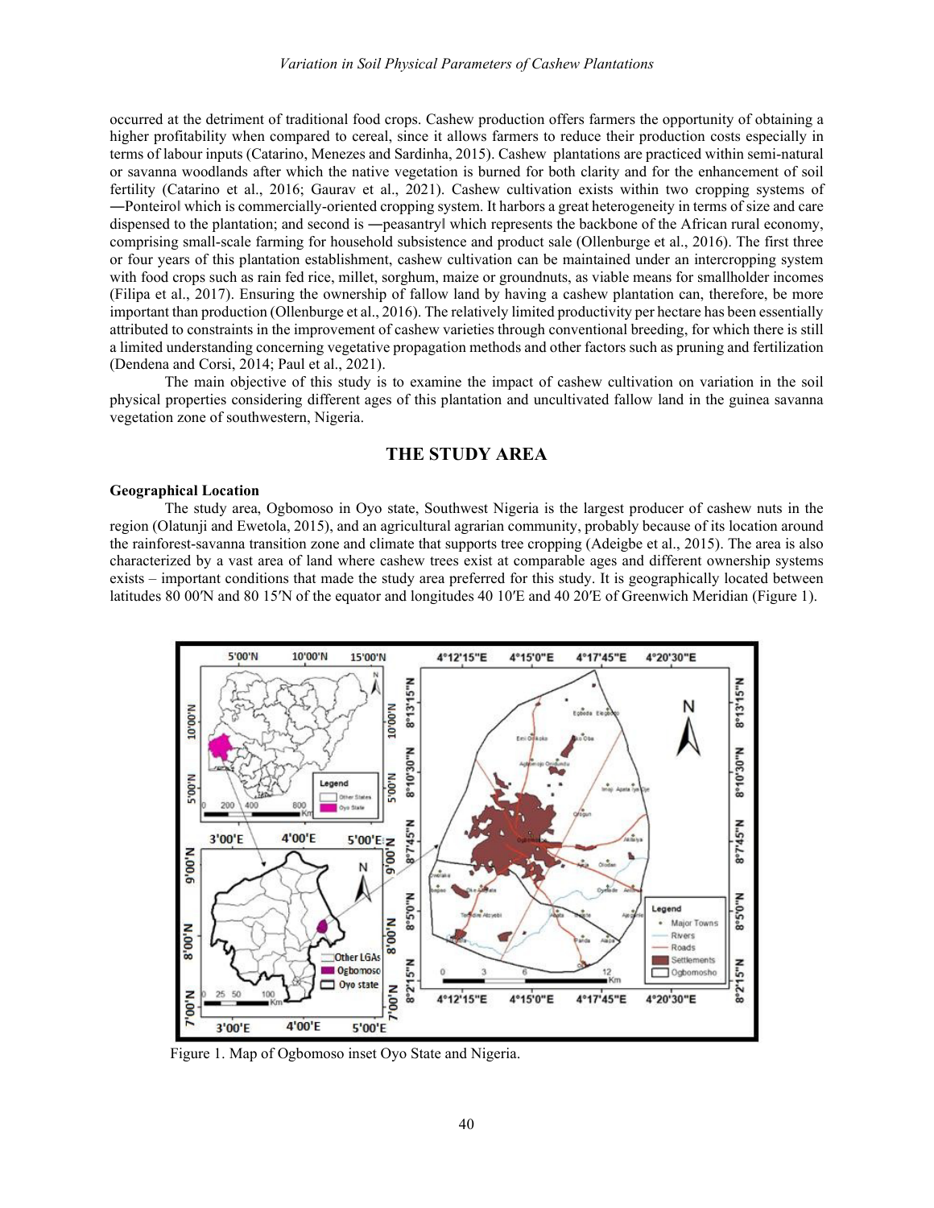occurred at the detriment of traditional food crops. Cashew production offers farmers the opportunity of obtaining a higher profitability when compared to cereal, since it allows farmers to reduce their production costs especially in terms of labour inputs (Catarino, Menezes and Sardinha, 2015). Cashew plantations are practiced within semi-natural or savanna woodlands after which the native vegetation is burned for both clarity and for the enhancement of soil fertility (Catarino et al., 2016; Gaurav et al., 2021). Cashew cultivation exists within two cropping systems of ―Ponteiro‖ which is commercially-oriented cropping system. It harbors a great heterogeneity in terms of size and care dispensed to the plantation; and second is ―peasantry‖ which represents the backbone of the African rural economy, comprising small-scale farming for household subsistence and product sale (Ollenburge et al., 2016). The first three or four years of this plantation establishment, cashew cultivation can be maintained under an intercropping system with food crops such as rain fed rice, millet, sorghum, maize or groundnuts, as viable means for smallholder incomes (Filipa et al., 2017). Ensuring the ownership of fallow land by having a cashew plantation can, therefore, be more important than production (Ollenburge et al., 2016). The relatively limited productivity per hectare has been essentially attributed to constraints in the improvement of cashew varieties through conventional breeding, for which there is still a limited understanding concerning vegetative propagation methods and other factors such as pruning and fertilization (Dendena and Corsi, 2014; Paul et al., 2021).

The main objective of this study is to examine the impact of cashew cultivation on variation in the soil physical properties considering different ages of this plantation and uncultivated fallow land in the guinea savanna vegetation zone of southwestern, Nigeria.

## THE STUDY AREA

**Geographical Location**

The study area, Ogbomoso in Oyo state, Southwest Nigeria is the largest producer of cashew nuts in the region (Olatunji and Ewetola, 2015), and an agricultural agrarian community, probably because of its location around the rainforest-savanna transition zone and climate that supports tree cropping (Adeigbe et al., 2015). The area is also characterized by a vast area of land where cashew trees exist at comparable ages and different ownership systems exists – important conditions that made the study area preferred for this study. It is geographically located between latitudes 80 00′N and 80 15′N of the equator and longitudes 40 10′E and 40 20′E of Greenwich Meridian (Figure 1).

Figure 1. Map of Ogbomoso inset Oyo State and Nigeria.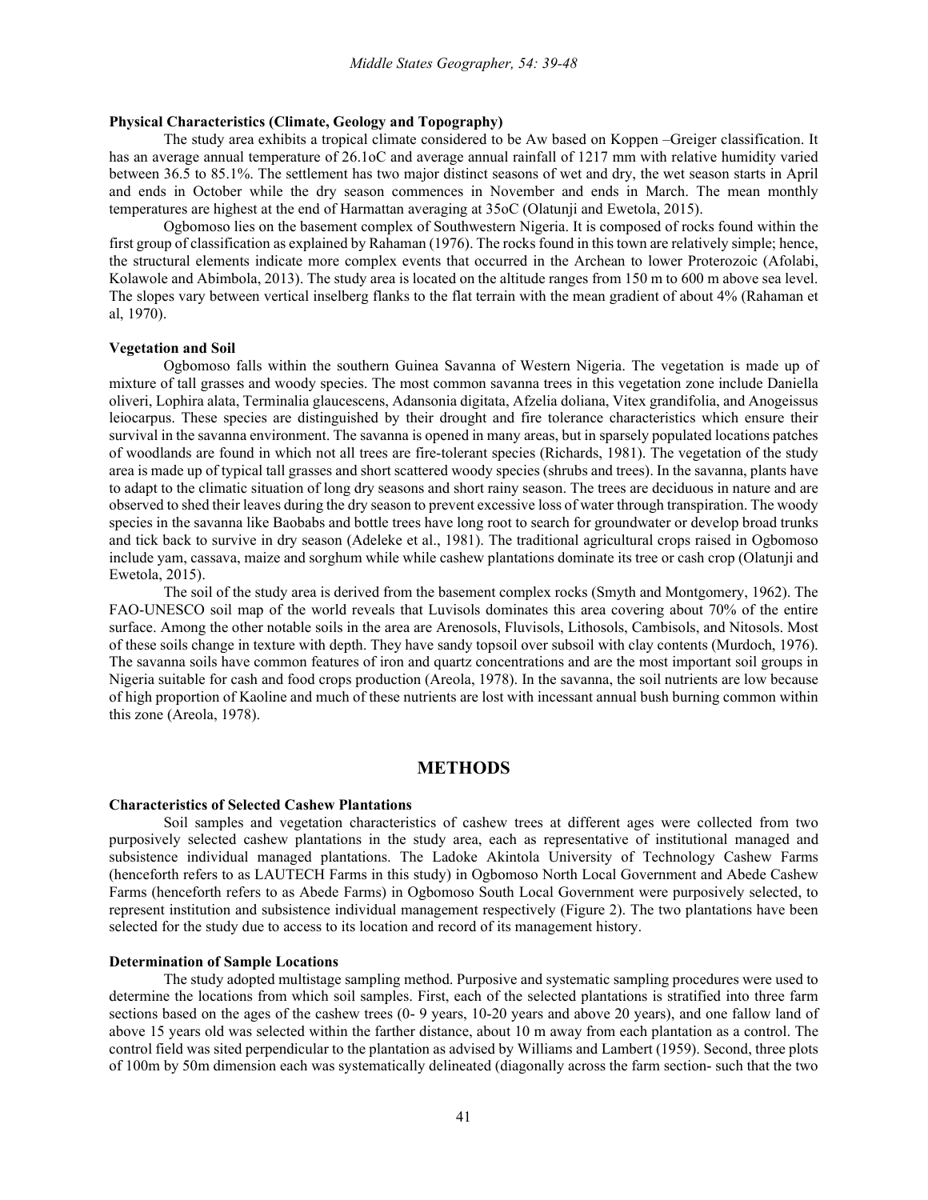### Physical Characteristics (Climate, Geology and Topography)

The study area exhibits a tropical climate considered to be Aw based on Koppen –Greiger classification. It has an average annual temperature of 26.1oC and average annual rainfall of 1217 mm with relative humidity varied between 36.5 to 85.1%. The settlement has two major distinct seasons of wet and dry, the wet season starts in April and ends in October while the dry season commences in November and ends in March. The mean monthly temperatures are highest at the end of Harmattan averaging at 35oC (Olatunji and Ewetola, 2015).

Ogbomoso lies on the basement complex of Southwestern Nigeria. It is composed of rocks found within the first group of classification as explained by Rahaman (1976). The rocks found in this town are relatively simple; hence, the structural elements indicate more complex events that occurred in the Archean to lower Proterozoic (Afolabi, Kolawole and Abimbola, 2013). The study area is located on the altitude ranges from 150 m to 600 m above sea level. The slopes vary between vertical inselberg flanks to the flat terrain with the mean gradient of about 4% (Rahaman et al, 1970).

### Vegetation and Soil

Ogbomoso falls within the southern Guinea Savanna of Western Nigeria. The vegetation is made up of mixture of tall grasses and woody species. The most common savanna trees in this vegetation zone include Daniella oliveri, Lophira alata, Terminalia glaucescens, Adansonia digitata, Afzelia doliana, Vitex grandifolia, and Anogeissus leiocarpus. These species are distinguished by their drought and fire tolerance characteristics which ensure their survival in the savanna environment. The savanna is opened in many areas, but in sparsely populated locations patches of woodlands are found in which not all trees are fire-tolerant species (Richards, 1981). The vegetation of the study area is made up of typical tall grasses and short scattered woody species (shrubs and trees). In the savanna, plants have to adapt to the climatic situation of long dry seasons and short rainy season. The trees are deciduous in nature and are observed to shed their leaves during the dry season to prevent excessive loss of water through transpiration. The woody species in the savanna like Baobabs and bottle trees have long root to search for groundwater or develop broad trunks and tick back to survive in dry season (Adeleke et al., 1981). The traditional agricultural crops raised in Ogbomoso include yam, cassava, maize and sorghum while while cashew plantations dominate its tree or cash crop (Olatunji and Ewetola, 2015).

The soil of the study area is derived from the basement complex rocks (Smyth and Montgomery, 1962). The FAO-UNESCO soil map of the world reveals that Luvisols dominates this area covering about 70% of the entire surface. Among the other notable soils in the area are Arenosols, Fluvisols, Lithosols, Cambisols, and Nitosols. Most of these soils change in texture with depth. They have sandy topsoil over subsoil with clay contents (Murdoch, 1976). The savanna soils have common features of iron and quartz concentrations and are the most important soil groups in Nigeria suitable for cash and food crops production (Areola, 1978). In the savanna, the soil nutrients are low because of high proportion of Kaoline and much of these nutrients are lost with incessant annual bush burning common within this zone (Areola, 1978).

## METHODS

### Characteristics of Selected Cashew Plantations

Soil samples and vegetation characteristics of cashew trees at different ages were collected from two purposively selected cashew plantations in the study area, each as representative of institutional managed and subsistence individual managed plantations. The Ladoke Akintola University of Technology Cashew Farms (henceforth refers to as LAUTECH Farms in this study) in Ogbomoso North Local Government and Abede Cashew Farms (henceforth refers to as Abede Farms) in Ogbomoso South Local Government were purposively selected, to represent institution and subsistence individual management respectively (Figure 2). The two plantations have been selected for the study due to access to its location and record of its management history.

### Determination of Sample Locations

The study adopted multistage sampling method. Purposive and systematic sampling procedures were used to determine the locations from which soil samples. First, each of the selected plantations is stratified into three farm sections based on the ages of the cashew trees (0- 9 years, 10-20 years and above 20 years), and one fallow land of above 15 years old was selected within the farther distance, about 10 m away from each plantation as a control. The control field was sited perpendicular to the plantation as advised by Williams and Lambert (1959). Second, three plots of 100m by 50m dimension each was systematically delineated (diagonally across the farm section- such that the two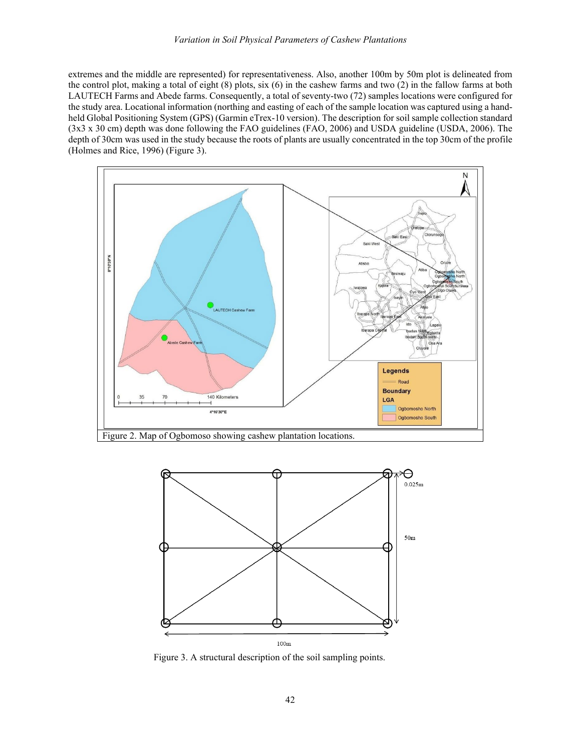extremes and the middle are represented) for representativeness. Also, another 100m by 50m plot is delineated from the control plot, making a total of eight (8) plots, six (6) in the cashew farms and two (2) in the fallow farms at both LAUTECH Farms and Abede farms. Consequently, a total of seventy-two (72) samples locations were configured for the study area. Locational information (northing and easting of each of the sample location was captured using a hand-held Global Positioning System (GPS) (Garmin eTrex-10 version). The description for soil sample collection standard (3x3 x 30 cm) depth was done following the FAO guidelines (FAO, 2006) and USDA guideline (USDA, 2006). The depth of 30cm was used in the study because the roots of plants are usually concentrated in the top 30cm of the profile (Holmes and Rice, 1996) (Figure 3).

Figure 2. Map of Ogbomoso showing cashew plantation locations.

Figure 3. A structural description of the soil sampling points.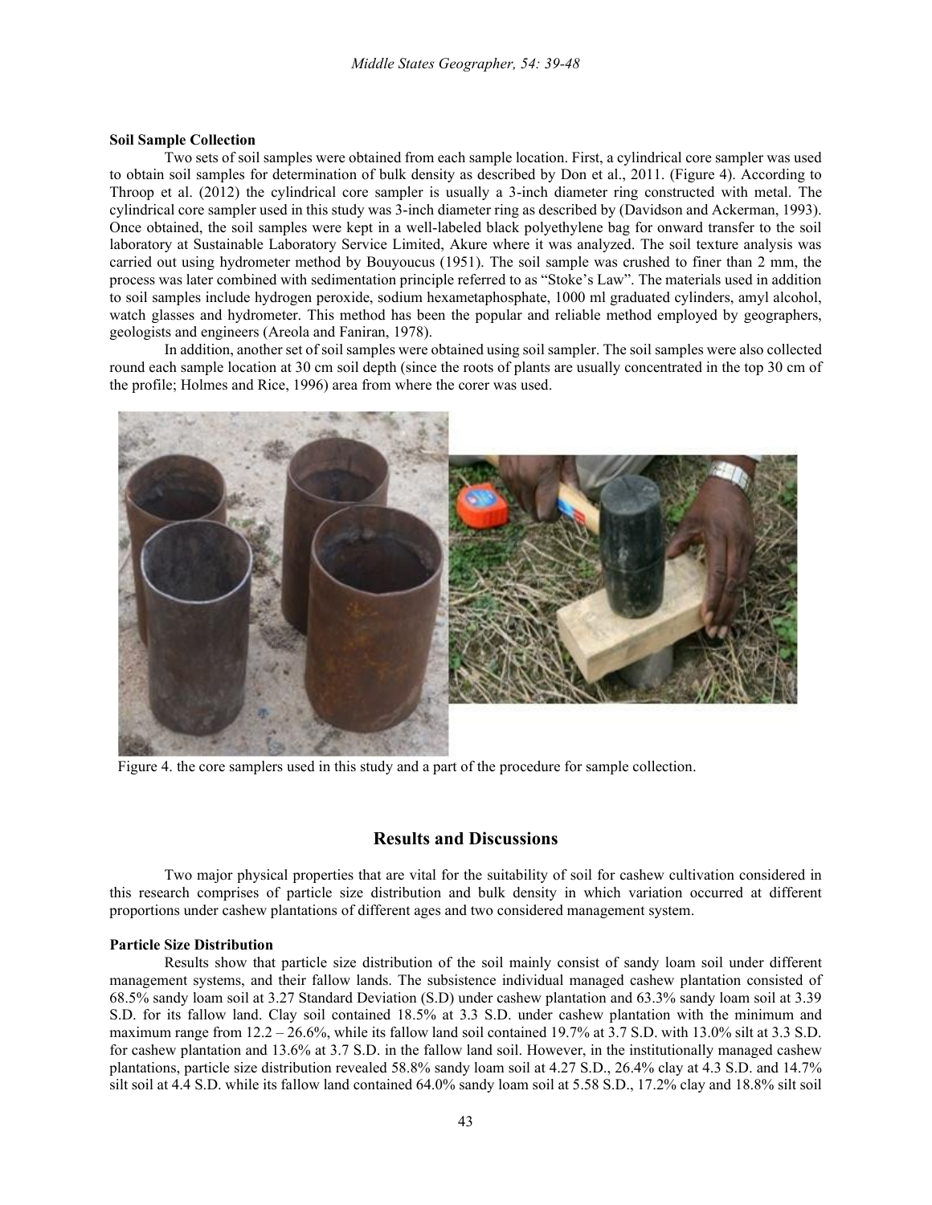**Soil Sample Collection**

Two sets of soil samples were obtained from each sample location. First, a cylindrical core sampler was used to obtain soil samples for determination of bulk density as described by Don et al., 2011. (Figure 4). According to Throop et al. (2012) the cylindrical core sampler is usually a 3-inch diameter ring constructed with metal. The cylindrical core sampler used in this study was 3-inch diameter ring as described by (Davidson and Ackerman, 1993). Once obtained, the soil samples were kept in a well-labeled black polyethylene bag for onward transfer to the soil laboratory at Sustainable Laboratory Service Limited, Akure where it was analyzed. The soil texture analysis was carried out using hydrometer method by Bouyoucus (1951). The soil sample was crushed to finer than 2 mm, the process was later combined with sedimentation principle referred to as "Stoke's Law". The materials used in addition to soil samples include hydrogen peroxide, sodium hexametaphosphate, 1000 ml graduated cylinders, amyl alcohol, watch glasses and hydrometer. This method has been the popular and reliable method employed by geographers, geologists and engineers (Areola and Faniran, 1978).

In addition, another set of soil samples were obtained using soil sampler. The soil samples were also collected round each sample location at 30 cm soil depth (since the roots of plants are usually concentrated in the top 30 cm of the profile; Holmes and Rice, 1996) area from where the corer was used.

Figure 4. the core samplers used in this study and a part of the procedure for sample collection.

## Results and Discussions

Two major physical properties that are vital for the suitability of soil for cashew cultivation considered in this research comprises of particle size distribution and bulk density in which variation occurred at different proportions under cashew plantations of different ages and two considered management system.

**Particle Size Distribution**

Results show that particle size distribution of the soil mainly consist of sandy loam soil under different management systems, and their fallow lands. The subsistence individual managed cashew plantation consisted of 68.5% sandy loam soil at 3.27 Standard Deviation (S.D) under cashew plantation and 63.3% sandy loam soil at 3.39 S.D. for its fallow land. Clay soil contained 18.5% at 3.3 S.D. under cashew plantation with the minimum and maximum range from 12.2 – 26.6%, while its fallow land soil contained 19.7% at 3.7 S.D. with 13.0% silt at 3.3 S.D. for cashew plantation and 13.6% at 3.7 S.D. in the fallow land soil. However, in the institutionally managed cashew plantations, particle size distribution revealed 58.8% sandy loam soil at 4.27 S.D., 26.4% clay at 4.3 S.D. and 14.7% silt soil at 4.4 S.D. while its fallow land contained 64.0% sandy loam soil at 5.58 S.D., 17.2% clay and 18.8% silt soil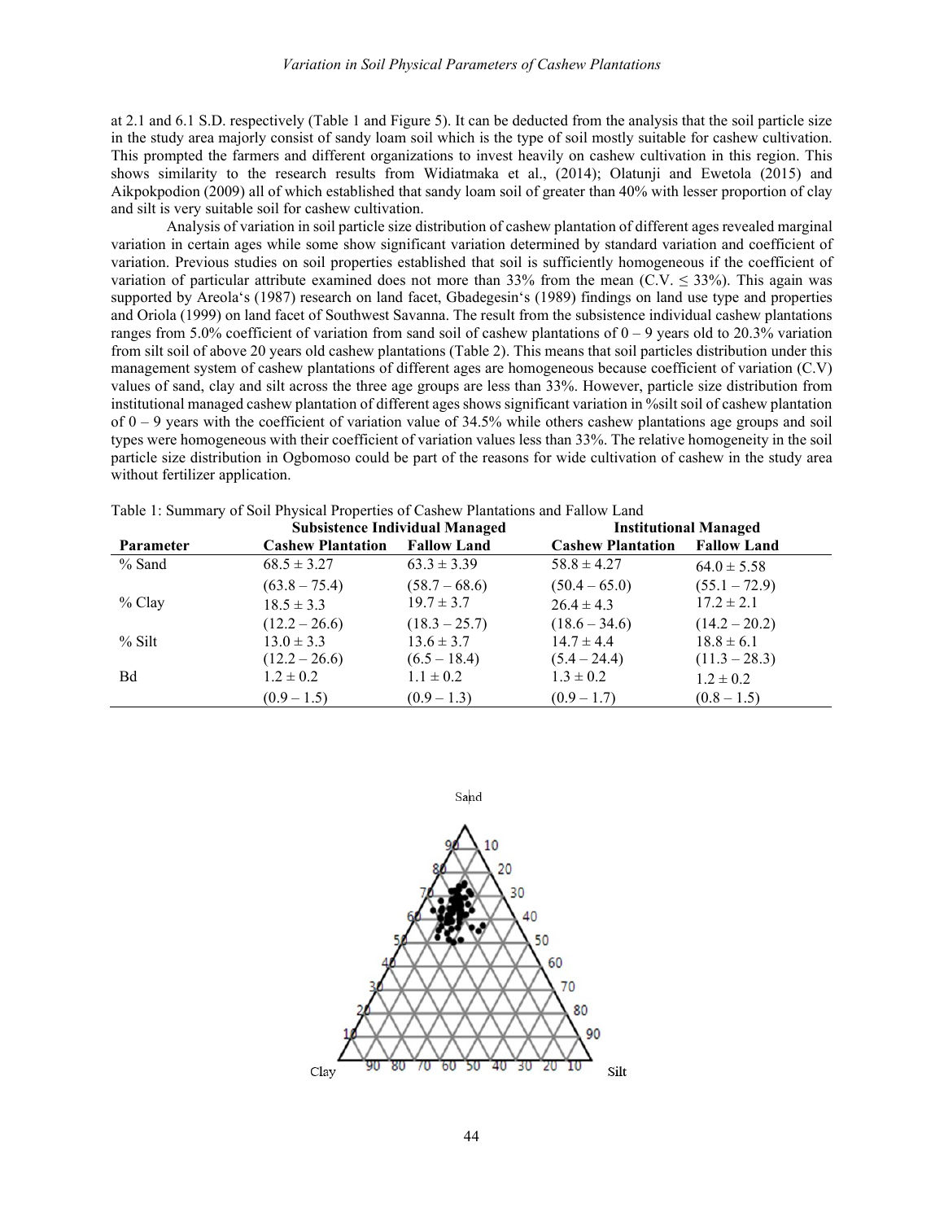at 2.1 and 6.1 S.D. respectively (Table 1 and Figure 5). It can be deducted from the analysis that the soil particle size in the study area majorly consist of sandy loam soil which is the type of soil mostly suitable for cashew cultivation. This prompted the farmers and different organizations to invest heavily on cashew cultivation in this region. This shows similarity to the research results from Widiatmaka et al., (2014); Olatunji and Ewetola (2015) and Aikpokpodion (2009) all of which established that sandy loam soil of greater than 40% with lesser proportion of clay and silt is very suitable soil for cashew cultivation.

Analysis of variation in soil particle size distribution of cashew plantation of different ages revealed marginal variation in certain ages while some show significant variation determined by standard variation and coefficient of variation. Previous studies on soil properties established that soil is sufficiently homogeneous if the coefficient of variation of particular attribute examined does not more than 33% from the mean (C.V. ≤ 33%). This again was supported by Areola's (1987) research on land facet, Gbadegesin's (1989) findings on land use type and properties and Oriola (1999) on land facet of Southwest Savanna. The result from the subsistence individual cashew plantations ranges from 5.0% coefficient of variation from sand soil of cashew plantations of 0 – 9 years old to 20.3% variation from silt soil of above 20 years old cashew plantations (Table 2). This means that soil particles distribution under this management system of cashew plantations of different ages are homogeneous because coefficient of variation (C.V) values of sand, clay and silt across the three age groups are less than 33%. However, particle size distribution from institutional managed cashew plantation of different ages shows significant variation in %silt soil of cashew plantation of 0 – 9 years with the coefficient of variation value of 34.5% while others cashew plantations age groups and soil types were homogeneous with their coefficient of variation values less than 33%. The relative homogeneity in the soil particle size distribution in Ogbomoso could be part of the reasons for wide cultivation of cashew in the study area without fertilizer application.

Table 1: Summary of Soil Physical Properties of Cashew Plantations and Fallow Land

| | Subsistence Individual Managed | | Institutional Managed | |
|---|---|---|---|---|
| **Parameter** | **Cashew Plantation** | **Fallow Land** | **Cashew Plantation** | **Fallow Land** |
| % Sand | 68.5 ± 3.27<br>(63.8 – 75.4) | 63.3 ± 3.39<br>(58.7 – 68.6) | 58.8 ± 4.27<br>(50.4 – 65.0) | 64.0 ± 5.58<br>(55.1 – 72.9) |
| % Clay | 18.5 ± 3.3<br>(12.2 – 26.6) | 19.7 ± 3.7<br>(18.3 – 25.7) | 26.4 ± 4.3<br>(18.6 – 34.6) | 17.2 ± 2.1<br>(14.2 – 20.2) |
| % Silt | 13.0 ± 3.3<br>(12.2 – 26.6) | 13.6 ± 3.7<br>(6.5 – 18.4) | 14.7 ± 4.4<br>(5.4 – 24.4) | 18.8 ± 6.1<br>(11.3 – 28.3) |
| Bd | 1.2 ± 0.2<br>(0.9 – 1.5) | 1.1 ± 0.2<br>(0.9 – 1.3) | 1.3 ± 0.2<br>(0.9 – 1.7) | 1.2 ± 0.2<br>(0.8 – 1.5) |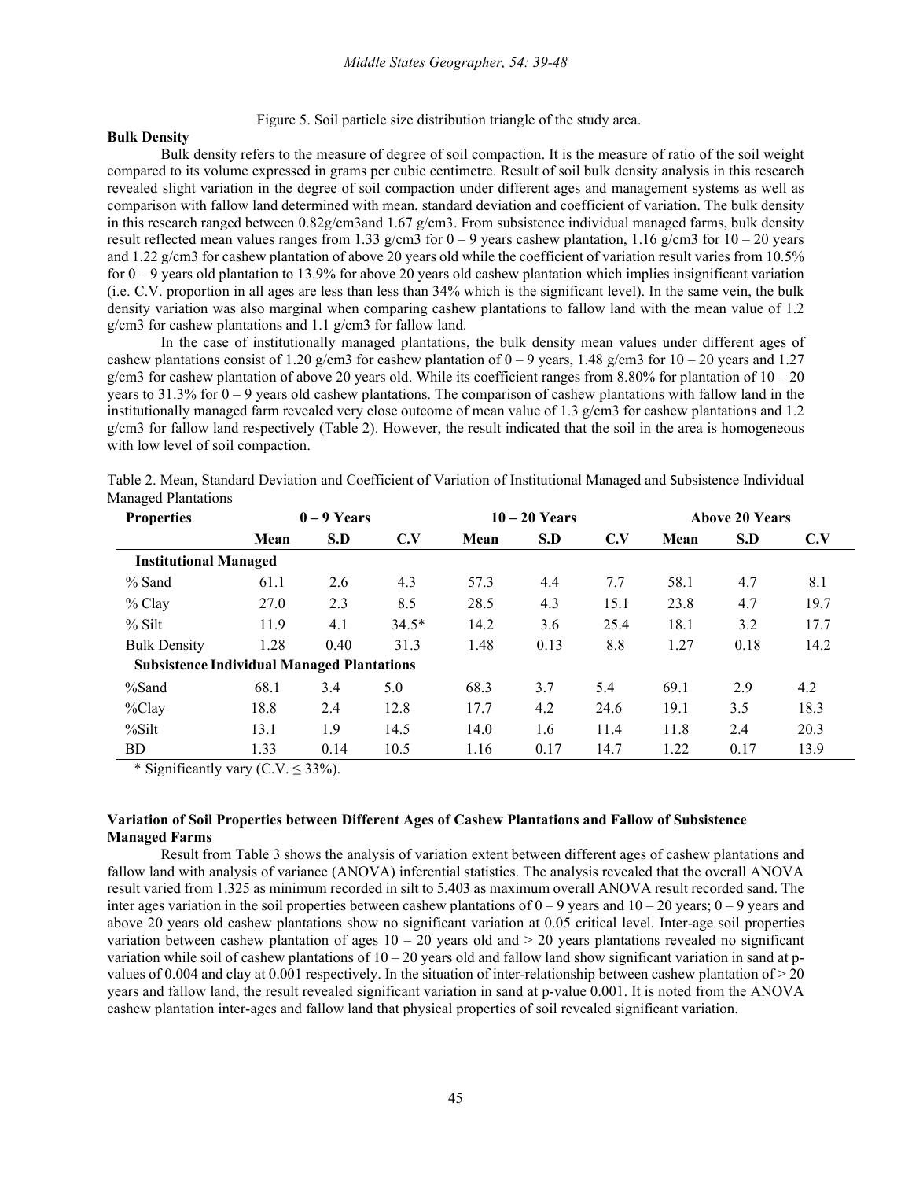Figure 5. Soil particle size distribution triangle of the study area.

**Bulk Density**

Bulk density refers to the measure of degree of soil compaction. It is the measure of ratio of the soil weight compared to its volume expressed in grams per cubic centimetre. Result of soil bulk density analysis in this research revealed slight variation in the degree of soil compaction under different ages and management systems as well as comparison with fallow land determined with mean, standard deviation and coefficient of variation. The bulk density in this research ranged between 0.82g/cm3and 1.67 g/cm3. From subsistence individual managed farms, bulk density result reflected mean values ranges from 1.33 g/cm3 for 0 – 9 years cashew plantation, 1.16 g/cm3 for 10 – 20 years and 1.22 g/cm3 for cashew plantation of above 20 years old while the coefficient of variation result varies from 10.5% for 0 – 9 years old plantation to 13.9% for above 20 years old cashew plantation which implies insignificant variation (i.e. C.V. proportion in all ages are less than less than 34% which is the significant level). In the same vein, the bulk density variation was also marginal when comparing cashew plantations to fallow land with the mean value of 1.2 g/cm3 for cashew plantations and 1.1 g/cm3 for fallow land.

In the case of institutionally managed plantations, the bulk density mean values under different ages of cashew plantations consist of 1.20 g/cm3 for cashew plantation of 0 – 9 years, 1.48 g/cm3 for 10 – 20 years and 1.27 g/cm3 for cashew plantation of above 20 years old. While its coefficient ranges from 8.80% for plantation of 10 – 20 years to 31.3% for 0 – 9 years old cashew plantations. The comparison of cashew plantations with fallow land in the institutionally managed farm revealed very close outcome of mean value of 1.3 g/cm3 for cashew plantations and 1.2 g/cm3 for fallow land respectively (Table 2). However, the result indicated that the soil in the area is homogeneous with low level of soil compaction.

Table 2. Mean, Standard Deviation and Coefficient of Variation of Institutional Managed and Subsistence Individual Managed Plantations

| Properties | 0 – 9 Years | | | 10 – 20 Years | | | Above 20 Years | | |
|---|---|---|---|---|---|---|---|---|---|
| | Mean | S.D | C.V | Mean | S.D | C.V | Mean | S.D | C.V |
| **Institutional Managed** | | | | | | | | | |
| % Sand | 61.1 | 2.6 | 4.3 | 57.3 | 4.4 | 7.7 | 58.1 | 4.7 | 8.1 |
| % Clay | 27.0 | 2.3 | 8.5 | 28.5 | 4.3 | 15.1 | 23.8 | 4.7 | 19.7 |
| % Silt | 11.9 | 4.1 | 34.5* | 14.2 | 3.6 | 25.4 | 18.1 | 3.2 | 17.7 |
| Bulk Density | 1.28 | 0.40 | 31.3 | 1.48 | 0.13 | 8.8 | 1.27 | 0.18 | 14.2 |
| **Subsistence Individual Managed Plantations** | | | | | | | | | |
| %Sand | 68.1 | 3.4 | 5.0 | 68.3 | 3.7 | 5.4 | 69.1 | 2.9 | 4.2 |
| %Clay | 18.8 | 2.4 | 12.8 | 17.7 | 4.2 | 24.6 | 19.1 | 3.5 | 18.3 |
| %Silt | 13.1 | 1.9 | 14.5 | 14.0 | 1.6 | 11.4 | 11.8 | 2.4 | 20.3 |
| BD | 1.33 | 0.14 | 10.5 | 1.16 | 0.17 | 14.7 | 1.22 | 0.17 | 13.9 |

\* Significantly vary (C.V. ≤ 33%).

**Variation of Soil Properties between Different Ages of Cashew Plantations and Fallow of Subsistence Managed Farms**

Result from Table 3 shows the analysis of variation extent between different ages of cashew plantations and fallow land with analysis of variance (ANOVA) inferential statistics. The analysis revealed that the overall ANOVA result varied from 1.325 as minimum recorded in silt to 5.403 as maximum overall ANOVA result recorded sand. The inter ages variation in the soil properties between cashew plantations of 0 – 9 years and 10 – 20 years; 0 – 9 years and above 20 years old cashew plantations show no significant variation at 0.05 critical level. Inter-age soil properties variation between cashew plantation of ages 10 – 20 years old and > 20 years plantations revealed no significant variation while soil of cashew plantations of 10 – 20 years old and fallow land show significant variation in sand at p-values of 0.004 and clay at 0.001 respectively. In the situation of inter-relationship between cashew plantation of > 20 years and fallow land, the result revealed significant variation in sand at p-value 0.001. It is noted from the ANOVA cashew plantation inter-ages and fallow land that physical properties of soil revealed significant variation.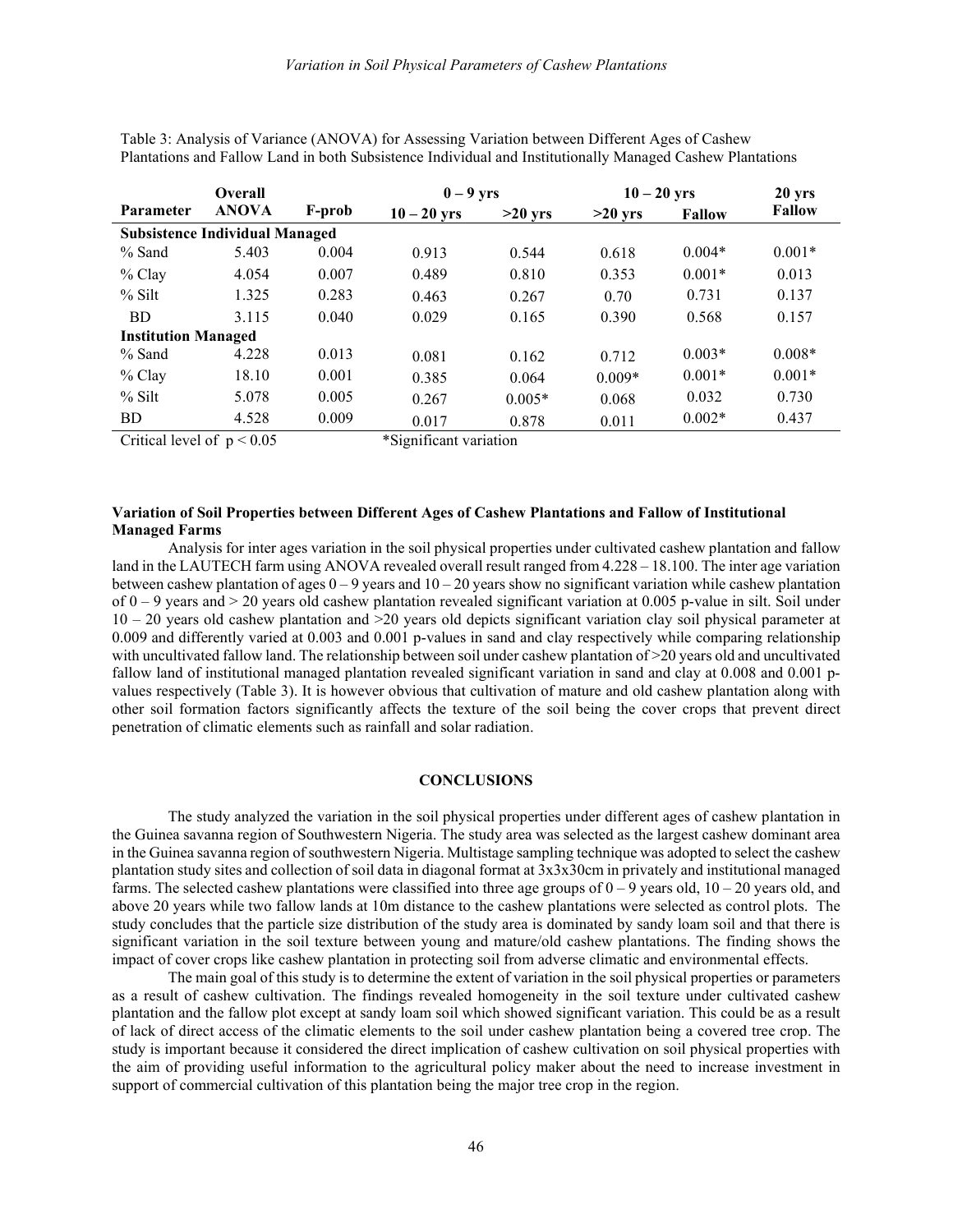Table 3: Analysis of Variance (ANOVA) for Assessing Variation between Different Ages of Cashew Plantations and Fallow Land in both Subsistence Individual and Institutionally Managed Cashew Plantations

| Parameter | Overall ANOVA | F-prob | 0 – 9 yrs | | 10 – 20 yrs | | 20 yrs |
|---|---|---|---|---|---|---|---|
| | | | 10 – 20 yrs | >20 yrs | >20 yrs | Fallow | Fallow |
| **Subsistence Individual Managed** | | | | | | | |
| % Sand | 5.403 | 0.004 | 0.913 | 0.544 | 0.618 | 0.004* | 0.001* |
| % Clay | 4.054 | 0.007 | 0.489 | 0.810 | 0.353 | 0.001* | 0.013 |
| % Silt | 1.325 | 0.283 | 0.463 | 0.267 | 0.70 | 0.731 | 0.137 |
| BD | 3.115 | 0.040 | 0.029 | 0.165 | 0.390 | 0.568 | 0.157 |
| **Institution Managed** | | | | | | | |
| % Sand | 4.228 | 0.013 | 0.081 | 0.162 | 0.712 | 0.003* | 0.008* |
| % Clay | 18.10 | 0.001 | 0.385 | 0.064 | 0.009* | 0.001* | 0.001* |
| % Silt | 5.078 | 0.005 | 0.267 | 0.005* | 0.068 | 0.032 | 0.730 |
| BD | 4.528 | 0.009 | 0.017 | 0.878 | 0.011 | 0.002* | 0.437 |

Critical level of $p < 0.05$ &nbsp;&nbsp;&nbsp;&nbsp; *Significant variation

**Variation of Soil Properties between Different Ages of Cashew Plantations and Fallow of Institutional Managed Farms**

Analysis for inter ages variation in the soil physical properties under cultivated cashew plantation and fallow land in the LAUTECH farm using ANOVA revealed overall result ranged from 4.228 – 18.100. The inter age variation between cashew plantation of ages 0 – 9 years and 10 – 20 years show no significant variation while cashew plantation of 0 – 9 years and > 20 years old cashew plantation revealed significant variation at 0.005 p-value in silt. Soil under 10 – 20 years old cashew plantation and >20 years old depicts significant variation clay soil physical parameter at 0.009 and differently varied at 0.003 and 0.001 p-values in sand and clay respectively while comparing relationship with uncultivated fallow land. The relationship between soil under cashew plantation of >20 years old and uncultivated fallow land of institutional managed plantation revealed significant variation in sand and clay at 0.008 and 0.001 p-values respectively (Table 3). It is however obvious that cultivation of mature and old cashew plantation along with other soil formation factors significantly affects the texture of the soil being the cover crops that prevent direct penetration of climatic elements such as rainfall and solar radiation.

## CONCLUSIONS

The study analyzed the variation in the soil physical properties under different ages of cashew plantation in the Guinea savanna region of Southwestern Nigeria. The study area was selected as the largest cashew dominant area in the Guinea savanna region of southwestern Nigeria. Multistage sampling technique was adopted to select the cashew plantation study sites and collection of soil data in diagonal format at 3x3x30cm in privately and institutional managed farms. The selected cashew plantations were classified into three age groups of 0 – 9 years old, 10 – 20 years old, and above 20 years while two fallow lands at 10m distance to the cashew plantations were selected as control plots. The study concludes that the particle size distribution of the study area is dominated by sandy loam soil and that there is significant variation in the soil texture between young and mature/old cashew plantations. The finding shows the impact of cover crops like cashew plantation in protecting soil from adverse climatic and environmental effects.

The main goal of this study is to determine the extent of variation in the soil physical properties or parameters as a result of cashew cultivation. The findings revealed homogeneity in the soil texture under cultivated cashew plantation and the fallow plot except at sandy loam soil which showed significant variation. This could be as a result of lack of direct access of the climatic elements to the soil under cashew plantation being a covered tree crop. The study is important because it considered the direct implication of cashew cultivation on soil physical properties with the aim of providing useful information to the agricultural policy maker about the need to increase investment in support of commercial cultivation of this plantation being the major tree crop in the region.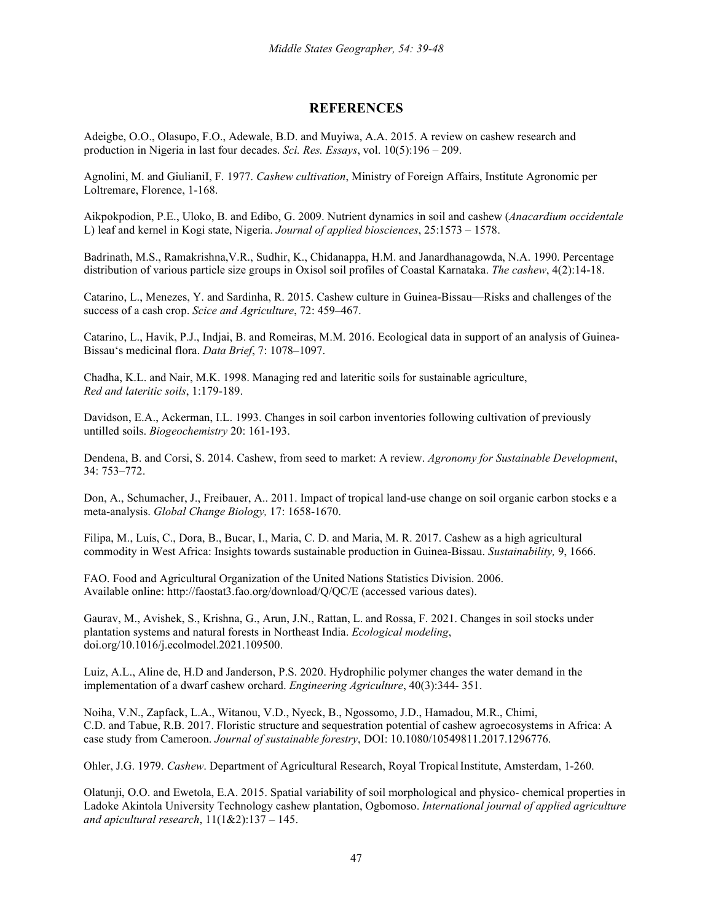## REFERENCES

Adeigbe, O.O., Olasupo, F.O., Adewale, B.D. and Muyiwa, A.A. 2015. A review on cashew research and production in Nigeria in last four decades. *Sci. Res. Essays*, vol. 10(5):196 – 209.

Agnolini, M. and GiulianiI, F. 1977. *Cashew cultivation*, Ministry of Foreign Affairs, Institute Agronomic per Loltremare, Florence, 1-168.

Aikpokpodion, P.E., Uloko, B. and Edibo, G. 2009. Nutrient dynamics in soil and cashew (*Anacardium occidentale* L) leaf and kernel in Kogi state, Nigeria. *Journal of applied biosciences*, 25:1573 – 1578.

Badrinath, M.S., Ramakrishna,V.R., Sudhir, K., Chidanappa, H.M. and Janardhanagowda, N.A. 1990. Percentage distribution of various particle size groups in Oxisol soil profiles of Coastal Karnataka. *The cashew*, 4(2):14-18.

Catarino, L., Menezes, Y. and Sardinha, R. 2015. Cashew culture in Guinea-Bissau—Risks and challenges of the success of a cash crop. *Scice and Agriculture*, 72: 459–467.

Catarino, L., Havik, P.J., Indjai, B. and Romeiras, M.M. 2016. Ecological data in support of an analysis of Guinea-Bissau's medicinal flora. *Data Brief*, 7: 1078–1097.

Chadha, K.L. and Nair, M.K. 1998. Managing red and lateritic soils for sustainable agriculture, *Red and lateritic soils*, 1:179-189.

Davidson, E.A., Ackerman, I.L. 1993. Changes in soil carbon inventories following cultivation of previously untilled soils. *Biogeochemistry* 20: 161-193.

Dendena, B. and Corsi, S. 2014. Cashew, from seed to market: A review. *Agronomy for Sustainable Development*, 34: 753–772.

Don, A., Schumacher, J., Freibauer, A.. 2011. Impact of tropical land-use change on soil organic carbon stocks e a meta-analysis. *Global Change Biology,* 17: 1658-1670.

Filipa, M., Luís, C., Dora, B., Bucar, I., Maria, C. D. and Maria, M. R. 2017. Cashew as a high agricultural commodity in West Africa: Insights towards sustainable production in Guinea-Bissau. *Sustainability,* 9, 1666.

FAO. Food and Agricultural Organization of the United Nations Statistics Division. 2006. Available online: http://faostat3.fao.org/download/Q/QC/E (accessed various dates).

Gaurav, M., Avishek, S., Krishna, G., Arun, J.N., Rattan, L. and Rossa, F. 2021. Changes in soil stocks under plantation systems and natural forests in Northeast India. *Ecological modeling*, doi.org/10.1016/j.ecolmodel.2021.109500.

Luiz, A.L., Aline de, H.D and Janderson, P.S. 2020. Hydrophilic polymer changes the water demand in the implementation of a dwarf cashew orchard. *Engineering Agriculture*, 40(3):344- 351.

Noiha, V.N., Zapfack, L.A., Witanou, V.D., Nyeck, B., Ngossomo, J.D., Hamadou, M.R., Chimi, C.D. and Tabue, R.B. 2017. Floristic structure and sequestration potential of cashew agroecosystems in Africa: A case study from Cameroon. *Journal of sustainable forestry*, DOI: 10.1080/10549811.2017.1296776.

Ohler, J.G. 1979. *Cashew*. Department of Agricultural Research, Royal Tropical Institute, Amsterdam, 1-260.

Olatunji, O.O. and Ewetola, E.A. 2015. Spatial variability of soil morphological and physico- chemical properties in Ladoke Akintola University Technology cashew plantation, Ogbomoso. *International journal of applied agriculture and apicultural research*, 11(1&2):137 – 145.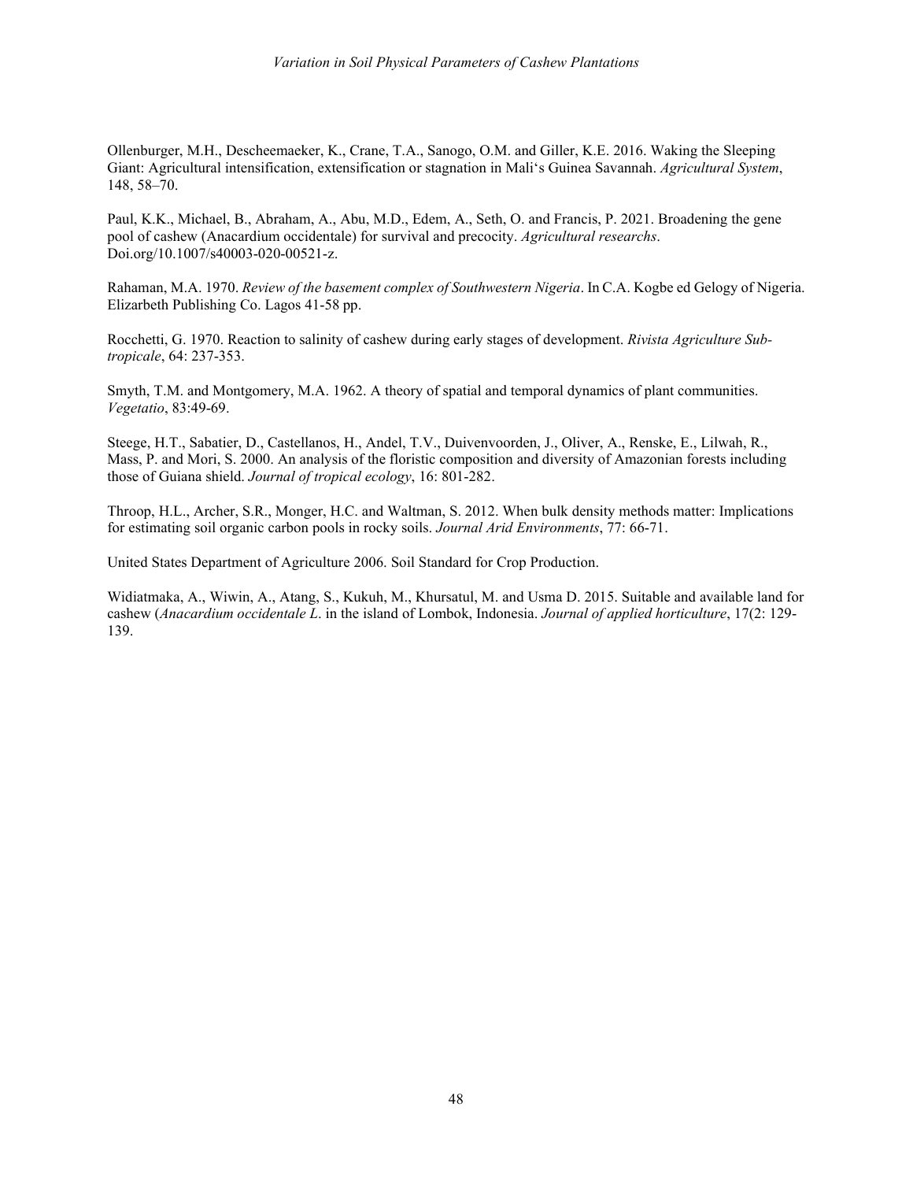Ollenburger, M.H., Descheemaeker, K., Crane, T.A., Sanogo, O.M. and Giller, K.E. 2016. Waking the Sleeping Giant: Agricultural intensification, extensification or stagnation in Mali's Guinea Savannah. *Agricultural System*, 148, 58–70.

Paul, K.K., Michael, B., Abraham, A., Abu, M.D., Edem, A., Seth, O. and Francis, P. 2021. Broadening the gene pool of cashew (Anacardium occidentale) for survival and precocity. *Agricultural researchs*. Doi.org/10.1007/s40003-020-00521-z.

Rahaman, M.A. 1970. *Review of the basement complex of Southwestern Nigeria*. In C.A. Kogbe ed Gelogy of Nigeria. Elizarbeth Publishing Co. Lagos 41-58 pp.

Rocchetti, G. 1970. Reaction to salinity of cashew during early stages of development. *Rivista Agriculture Sub-tropicale*, 64: 237-353.

Smyth, T.M. and Montgomery, M.A. 1962. A theory of spatial and temporal dynamics of plant communities. *Vegetatio*, 83:49-69.

Steege, H.T., Sabatier, D., Castellanos, H., Andel, T.V., Duivenvoorden, J., Oliver, A., Renske, E., Lilwah, R., Mass, P. and Mori, S. 2000. An analysis of the floristic composition and diversity of Amazonian forests including those of Guiana shield. *Journal of tropical ecology*, 16: 801-282.

Throop, H.L., Archer, S.R., Monger, H.C. and Waltman, S. 2012. When bulk density methods matter: Implications for estimating soil organic carbon pools in rocky soils. *Journal Arid Environments*, 77: 66-71.

United States Department of Agriculture 2006. Soil Standard for Crop Production.

Widiatmaka, A., Wiwin, A., Atang, S., Kukuh, M., Khursatul, M. and Usma D. 2015. Suitable and available land for cashew (*Anacardium occidentale L*. in the island of Lombok, Indonesia. *Journal of applied horticulture*, 17(2: 129-139.